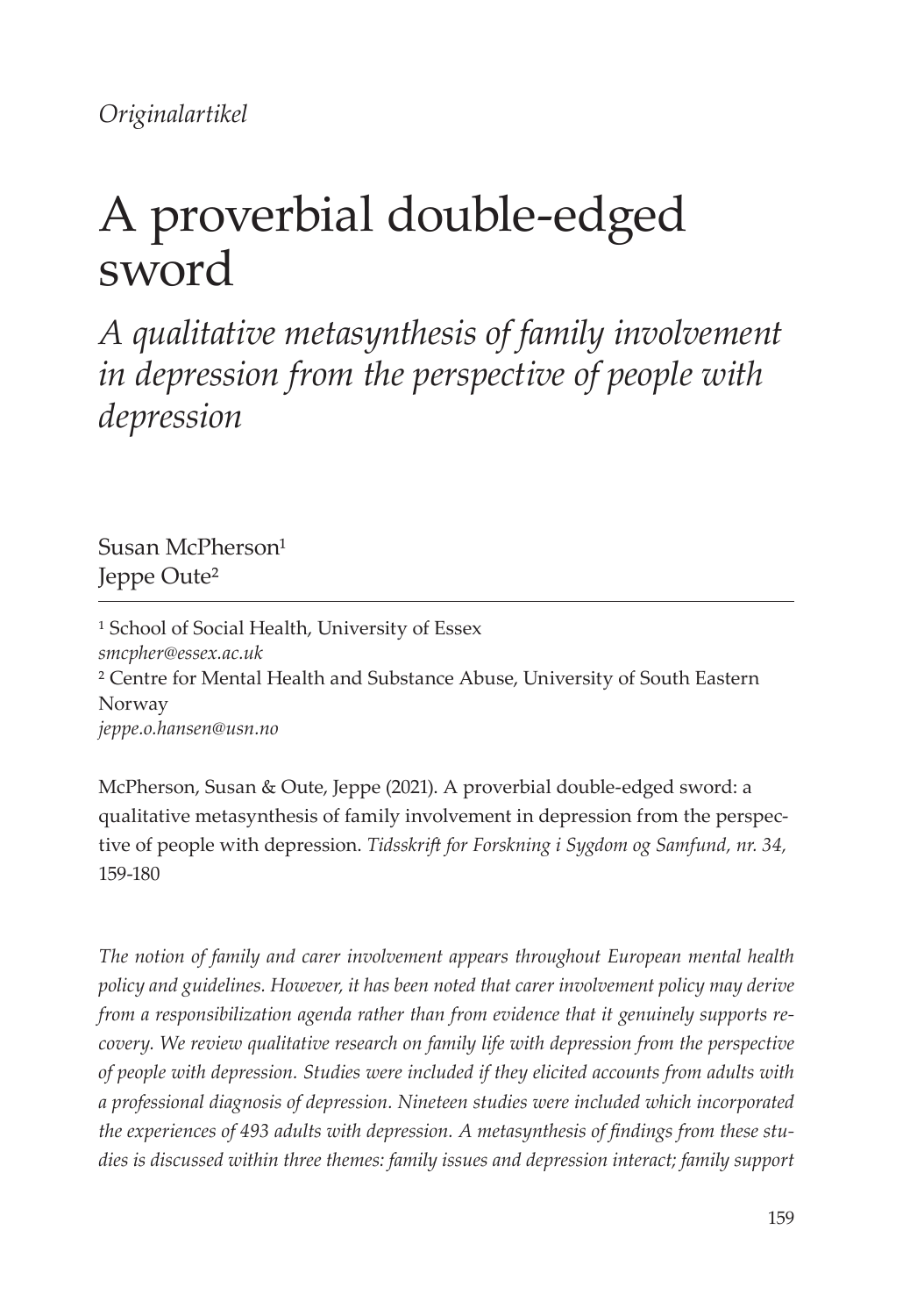*Originalartikel*

# A proverbial double-edged sword

## *A qualitative metasynthesis of family involvement in depression from the perspective of people with depression*

Susan McPherson[1]
Jeppe Oute[2]

[1] School of Social Health, University of Essex
*smcpher@essex.ac.uk*
[2] Centre for Mental Health and Substance Abuse, University of South Eastern Norway
*jeppe.o.hansen@usn.no*

McPherson, Susan & Oute, Jeppe (2021). A proverbial double-edged sword: a qualitative metasynthesis of family involvement in depression from the perspective of people with depression. *Tidsskrift for Forskning i Sygdom og Samfund, nr. 34,* 159-180

*The notion of family and carer involvement appears throughout European mental health policy and guidelines. However, it has been noted that carer involvement policy may derive from a responsibilization agenda rather than from evidence that it genuinely supports recovery. We review qualitative research on family life with depression from the perspective of people with depression. Studies were included if they elicited accounts from adults with a professional diagnosis of depression. Nineteen studies were included which incorporated the experiences of 493 adults with depression. A metasynthesis of findings from these studies is discussed within three themes: family issues and depression interact; family support*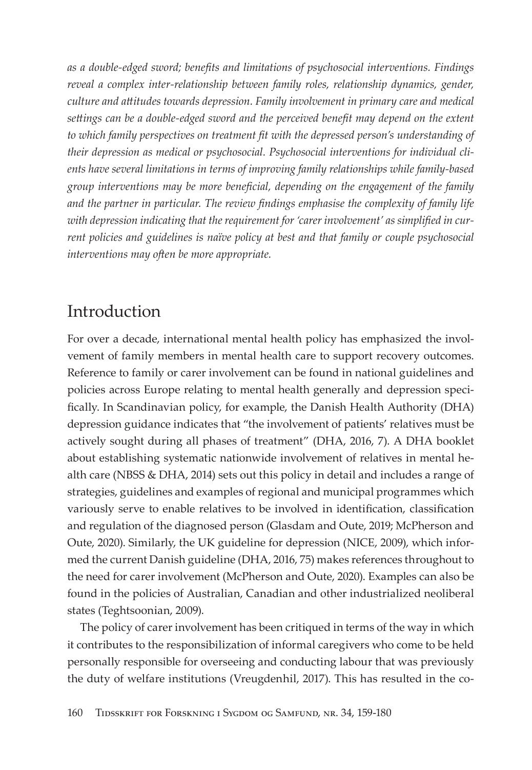*as a double-edged sword; benefits and limitations of psychosocial interventions. Findings reveal a complex inter-relationship between family roles, relationship dynamics, gender, culture and attitudes towards depression. Family involvement in primary care and medical settings can be a double-edged sword and the perceived benefit may depend on the extent to which family perspectives on treatment fit with the depressed person's understanding of their depression as medical or psychosocial. Psychosocial interventions for individual clients have several limitations in terms of improving family relationships while family-based group interventions may be more beneficial, depending on the engagement of the family and the partner in particular. The review findings emphasise the complexity of family life with depression indicating that the requirement for 'carer involvement' as simplified in current policies and guidelines is naïve policy at best and that family or couple psychosocial interventions may often be more appropriate.*

## Introduction

For over a decade, international mental health policy has emphasized the involvement of family members in mental health care to support recovery outcomes. Reference to family or carer involvement can be found in national guidelines and policies across Europe relating to mental health generally and depression specifically. In Scandinavian policy, for example, the Danish Health Authority (DHA) depression guidance indicates that "the involvement of patients' relatives must be actively sought during all phases of treatment" (DHA, 2016, 7). A DHA booklet about establishing systematic nationwide involvement of relatives in mental health care (NBSS & DHA, 2014) sets out this policy in detail and includes a range of strategies, guidelines and examples of regional and municipal programmes which variously serve to enable relatives to be involved in identification, classification and regulation of the diagnosed person (Glasdam and Oute, 2019; McPherson and Oute, 2020). Similarly, the UK guideline for depression (NICE, 2009), which informed the current Danish guideline (DHA, 2016, 75) makes references throughout to the need for carer involvement (McPherson and Oute, 2020). Examples can also be found in the policies of Australian, Canadian and other industrialized neoliberal states (Teghtsoonian, 2009).

The policy of carer involvement has been critiqued in terms of the way in which it contributes to the responsibilization of informal caregivers who come to be held personally responsible for overseeing and conducting labour that was previously the duty of welfare institutions (Vreugdenhil, 2017). This has resulted in the co-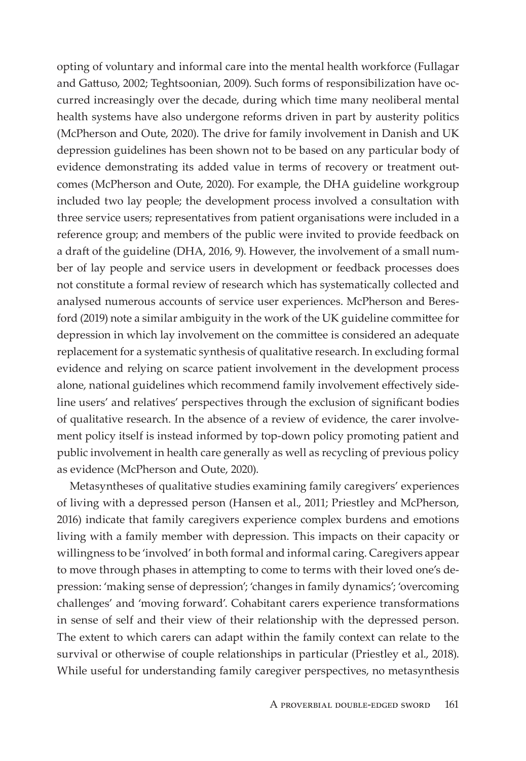opting of voluntary and informal care into the mental health workforce (Fullagar and Gattuso, 2002; Teghtsoonian, 2009). Such forms of responsibilization have occurred increasingly over the decade, during which time many neoliberal mental health systems have also undergone reforms driven in part by austerity politics (McPherson and Oute, 2020). The drive for family involvement in Danish and UK depression guidelines has been shown not to be based on any particular body of evidence demonstrating its added value in terms of recovery or treatment outcomes (McPherson and Oute, 2020). For example, the DHA guideline workgroup included two lay people; the development process involved a consultation with three service users; representatives from patient organisations were included in a reference group; and members of the public were invited to provide feedback on a draft of the guideline (DHA, 2016, 9). However, the involvement of a small number of lay people and service users in development or feedback processes does not constitute a formal review of research which has systematically collected and analysed numerous accounts of service user experiences. McPherson and Beresford (2019) note a similar ambiguity in the work of the UK guideline committee for depression in which lay involvement on the committee is considered an adequate replacement for a systematic synthesis of qualitative research. In excluding formal evidence and relying on scarce patient involvement in the development process alone, national guidelines which recommend family involvement effectively sideline users' and relatives' perspectives through the exclusion of significant bodies of qualitative research. In the absence of a review of evidence, the carer involvement policy itself is instead informed by top-down policy promoting patient and public involvement in health care generally as well as recycling of previous policy as evidence (McPherson and Oute, 2020).

Metasyntheses of qualitative studies examining family caregivers' experiences of living with a depressed person (Hansen et al., 2011; Priestley and McPherson, 2016) indicate that family caregivers experience complex burdens and emotions living with a family member with depression. This impacts on their capacity or willingness to be 'involved' in both formal and informal caring. Caregivers appear to move through phases in attempting to come to terms with their loved one's depression: 'making sense of depression'; 'changes in family dynamics'; 'overcoming challenges' and 'moving forward'. Cohabitant carers experience transformations in sense of self and their view of their relationship with the depressed person. The extent to which carers can adapt within the family context can relate to the survival or otherwise of couple relationships in particular (Priestley et al., 2018). While useful for understanding family caregiver perspectives, no metasynthesis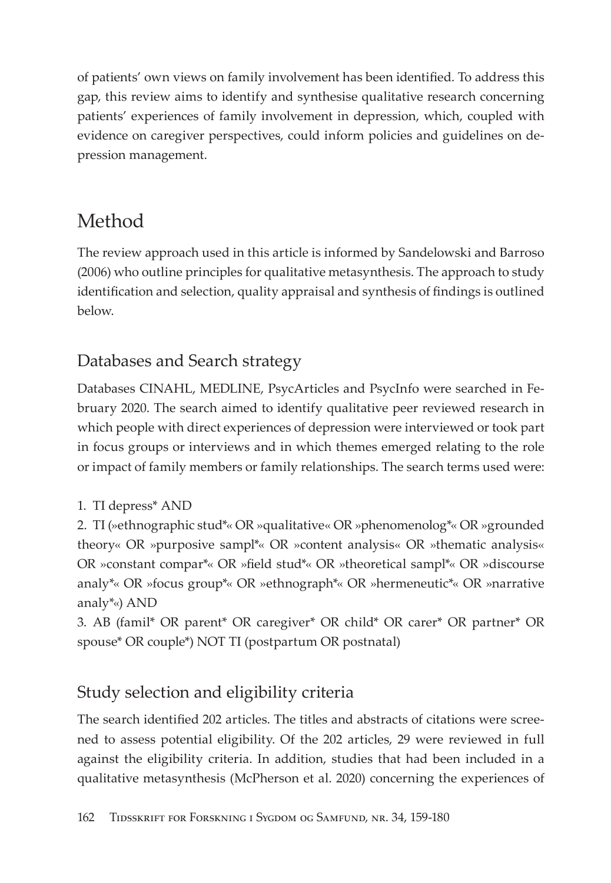of patients' own views on family involvement has been identified. To address this gap, this review aims to identify and synthesise qualitative research concerning patients' experiences of family involvement in depression, which, coupled with evidence on caregiver perspectives, could inform policies and guidelines on depression management.

# Method

The review approach used in this article is informed by Sandelowski and Barroso (2006) who outline principles for qualitative metasynthesis. The approach to study identification and selection, quality appraisal and synthesis of findings is outlined below.

## Databases and Search strategy

Databases CINAHL, MEDLINE, PsycArticles and PsycInfo were searched in February 2020. The search aimed to identify qualitative peer reviewed research in which people with direct experiences of depression were interviewed or took part in focus groups or interviews and in which themes emerged relating to the role or impact of family members or family relationships. The search terms used were:

1. TI depress* AND
2. TI (»ethnographic stud*« OR »qualitative« OR »phenomenolog*« OR »grounded theory« OR »purposive sampl*« OR »content analysis« OR »thematic analysis« OR »constant compar*« OR »field stud*« OR »theoretical sampl*« OR »discourse analy*« OR »focus group*« OR »ethnograph*« OR »hermeneutic*« OR »narrative analy*«) AND
3. AB (famil* OR parent* OR caregiver* OR child* OR carer* OR partner* OR spouse* OR couple*) NOT TI (postpartum OR postnatal)

## Study selection and eligibility criteria

The search identified 202 articles. The titles and abstracts of citations were screened to assess potential eligibility. Of the 202 articles, 29 were reviewed in full against the eligibility criteria. In addition, studies that had been included in a qualitative metasynthesis (McPherson et al. 2020) concerning the experiences of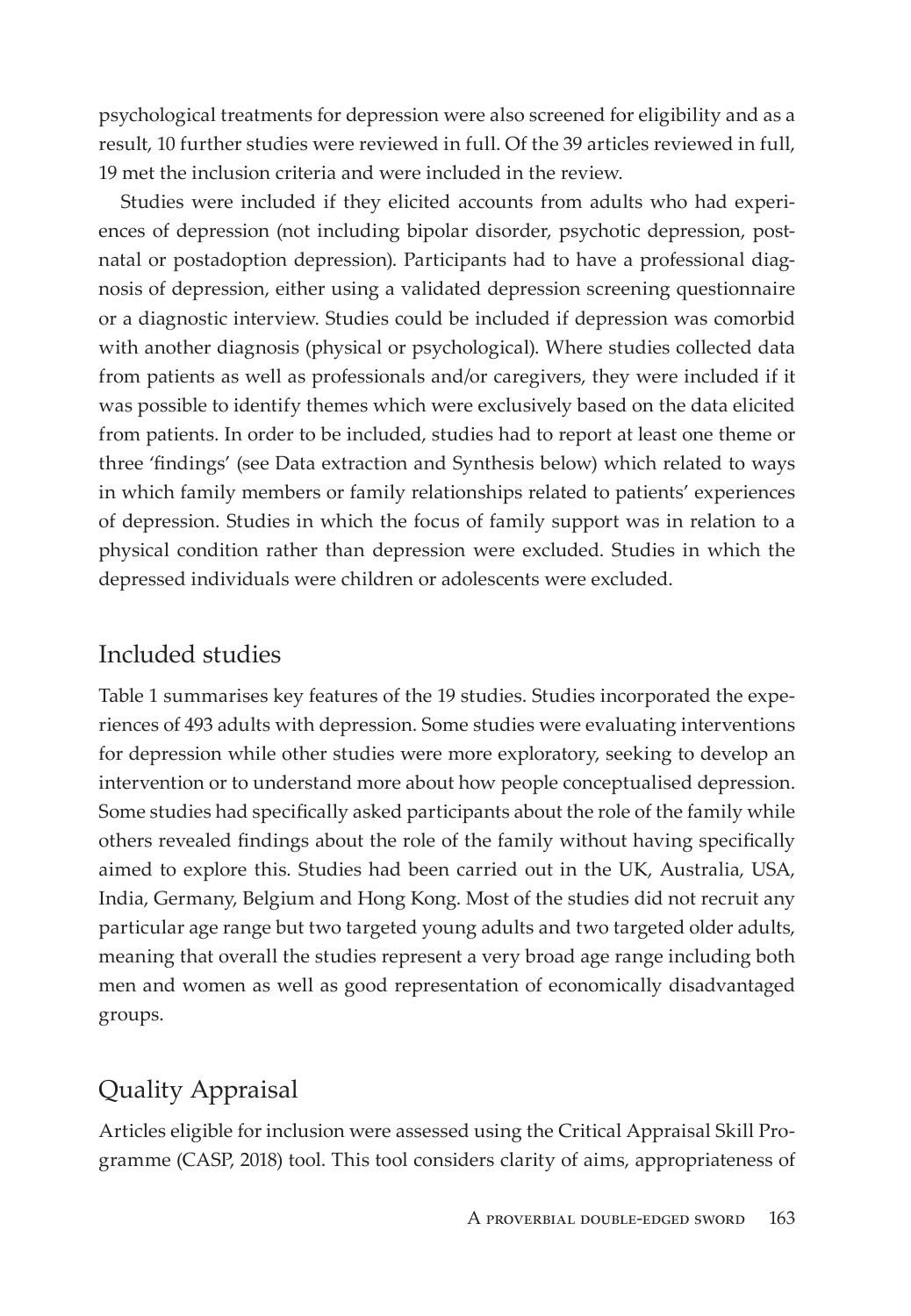psychological treatments for depression were also screened for eligibility and as a result, 10 further studies were reviewed in full. Of the 39 articles reviewed in full, 19 met the inclusion criteria and were included in the review.

Studies were included if they elicited accounts from adults who had experiences of depression (not including bipolar disorder, psychotic depression, postnatal or postadoption depression). Participants had to have a professional diagnosis of depression, either using a validated depression screening questionnaire or a diagnostic interview. Studies could be included if depression was comorbid with another diagnosis (physical or psychological). Where studies collected data from patients as well as professionals and/or caregivers, they were included if it was possible to identify themes which were exclusively based on the data elicited from patients. In order to be included, studies had to report at least one theme or three 'findings' (see Data extraction and Synthesis below) which related to ways in which family members or family relationships related to patients' experiences of depression. Studies in which the focus of family support was in relation to a physical condition rather than depression were excluded. Studies in which the depressed individuals were children or adolescents were excluded.

## Included studies

Table 1 summarises key features of the 19 studies. Studies incorporated the experiences of 493 adults with depression. Some studies were evaluating interventions for depression while other studies were more exploratory, seeking to develop an intervention or to understand more about how people conceptualised depression. Some studies had specifically asked participants about the role of the family while others revealed findings about the role of the family without having specifically aimed to explore this. Studies had been carried out in the UK, Australia, USA, India, Germany, Belgium and Hong Kong. Most of the studies did not recruit any particular age range but two targeted young adults and two targeted older adults, meaning that overall the studies represent a very broad age range including both men and women as well as good representation of economically disadvantaged groups.

## Quality Appraisal

Articles eligible for inclusion were assessed using the Critical Appraisal Skill Programme (CASP, 2018) tool. This tool considers clarity of aims, appropriateness of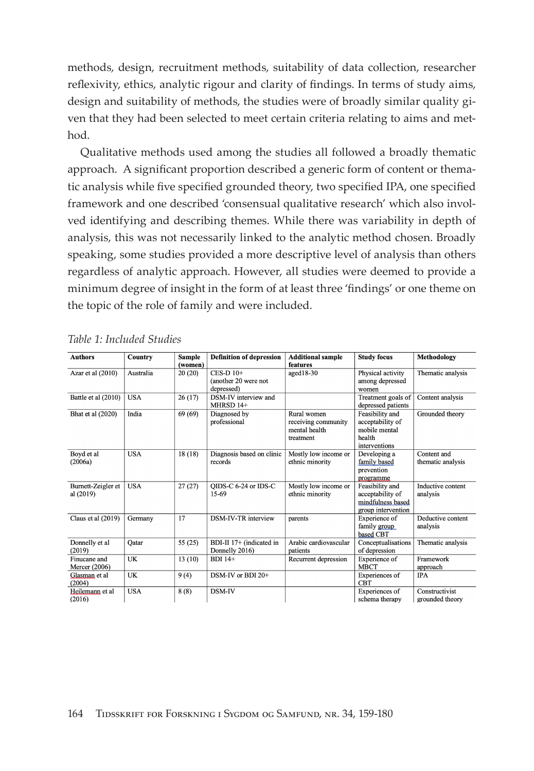methods, design, recruitment methods, suitability of data collection, researcher reflexivity, ethics, analytic rigour and clarity of findings. In terms of study aims, design and suitability of methods, the studies were of broadly similar quality given that they had been selected to meet certain criteria relating to aims and method.

Qualitative methods used among the studies all followed a broadly thematic approach. A significant proportion described a generic form of content or thematic analysis while five specified grounded theory, two specified IPA, one specified framework and one described 'consensual qualitative research' which also involved identifying and describing themes. While there was variability in depth of analysis, this was not necessarily linked to the analytic method chosen. Broadly speaking, some studies provided a more descriptive level of analysis than others regardless of analytic approach. However, all studies were deemed to provide a minimum degree of insight in the form of at least three 'findings' or one theme on the topic of the role of family and were included.

*Table 1: Included Studies*

| Authors | Country | Sample (women) | Definition of depression | Additional sample features | Study focus | Methodology |
|---|---|---|---|---|---|---|
| Azar et al (2010) | Australia | 20 (20) | CES-D 10+ (another 20 were not depressed) | aged18-30 | Physical activity among depressed women | Thematic analysis |
| Battle et al (2010) | USA | 26 (17) | DSM-IV interview and MHRSD 14+ | | Treatment goals of depressed patients | Content analysis |
| Bhat et al (2020) | India | 69 (69) | Diagnosed by professional | Rural women receiving community mental health treatment | Feasibility and acceptability of mobile mental health interventions | Grounded theory |
| Boyd et al (2006a) | USA | 18 (18) | Diagnosis based on clinic records | Mostly low income or ethnic minority | Developing a family based prevention programme | Content and thematic analysis |
| Burnett-Zeigler et al (2019) | USA | 27 (27) | QIDS-C 6-24 or IDS-C 15-69 | Mostly low income or ethnic minority | Feasibility and acceptability of mindfulness based group intervention | Inductive content analysis |
| Claus et al (2019) | Germany | 17 | DSM-IV-TR interview | parents | Experience of family group based CBT | Deductive content analysis |
| Donnelly et al (2019) | Qatar | 55 (25) | BDI-II 17+ (indicated in Donnelly 2016) | Arabic cardiovascular patients | Conceptualisations of depression | Thematic analysis |
| Finucane and Mercer (2006) | UK | 13 (10) | BDI 14+ | Recurrent depression | Experience of MBCT | Framework approach |
| Glasman et al (2004) | UK | 9 (4) | DSM-IV or BDI 20+ | | Experiences of CBT | IPA |
| Heilemann et al (2016) | USA | 8 (8) | DSM-IV | | Experiences of schema therapy | Constructivist grounded theory |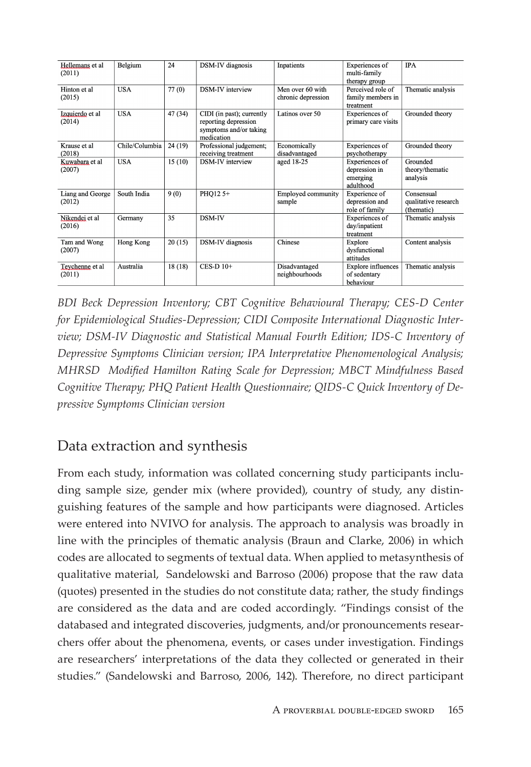| | | | | | | |
|---|---|---|---|---|---|---|
| Hellemans et al (2011) | Belgium | 24 | DSM-IV diagnosis | Inpatients | Experiences of multi-family therapy group | IPA |
| Hinton et al (2015) | USA | 77 (0) | DSM-IV interview | Men over 60 with chronic depression | Perceived role of family members in treatment | Thematic analysis |
| Izquierdo et al (2014) | USA | 47 (34) | CIDI (in past); currently reporting depression symptoms and/or taking medication | Latinos over 50 | Experiences of primary care visits | Grounded theory |
| Krause et al (2018) | Chile/Columbia | 24 (19) | Professional judgement; receiving treatment | Economically disadvantaged | Experiences of psychotherapy | Grounded theory |
| Kuwabara et al (2007) | USA | 15 (10) | DSM-IV interview | aged 18-25 | Experiences of depression in emerging adulthood | Grounded theory/thematic analysis |
| Liang and George (2012) | South India | 9 (0) | PHQ12 5+ | Employed community sample | Experience of depression and role of family | Consensual qualitative research (thematic) |
| Nikendei et al (2016) | Germany | 35 | DSM-IV | | Experiences of day/inpatient treatment | Thematic analysis |
| Tam and Wong (2007) | Hong Kong | 20 (15) | DSM-IV diagnosis | Chinese | Explore dysfunctional attitudes | Content analysis |
| Teychenne et al (2011) | Australia | 18 (18) | CES-D 10+ | Disadvantaged neighbourhoods | Explore influences of sedentary behaviour | Thematic analysis |

*BDI Beck Depression Inventory; CBT Cognitive Behavioural Therapy; CES-D Center for Epidemiological Studies-Depression; CIDI Composite International Diagnostic Interview; DSM-IV Diagnostic and Statistical Manual Fourth Edition; IDS-C Inventory of Depressive Symptoms Clinician version; IPA Interpretative Phenomenological Analysis; MHRSD Modified Hamilton Rating Scale for Depression; MBCT Mindfulness Based Cognitive Therapy; PHQ Patient Health Questionnaire; QIDS-C Quick Inventory of Depressive Symptoms Clinician version*

## Data extraction and synthesis

From each study, information was collated concerning study participants including sample size, gender mix (where provided), country of study, any distinguishing features of the sample and how participants were diagnosed. Articles were entered into NVIVO for analysis. The approach to analysis was broadly in line with the principles of thematic analysis (Braun and Clarke, 2006) in which codes are allocated to segments of textual data. When applied to metasynthesis of qualitative material, Sandelowski and Barroso (2006) propose that the raw data (quotes) presented in the studies do not constitute data; rather, the study findings are considered as the data and are coded accordingly. "Findings consist of the databased and integrated discoveries, judgments, and/or pronouncements researchers offer about the phenomena, events, or cases under investigation. Findings are researchers' interpretations of the data they collected or generated in their studies." (Sandelowski and Barroso, 2006, 142). Therefore, no direct participant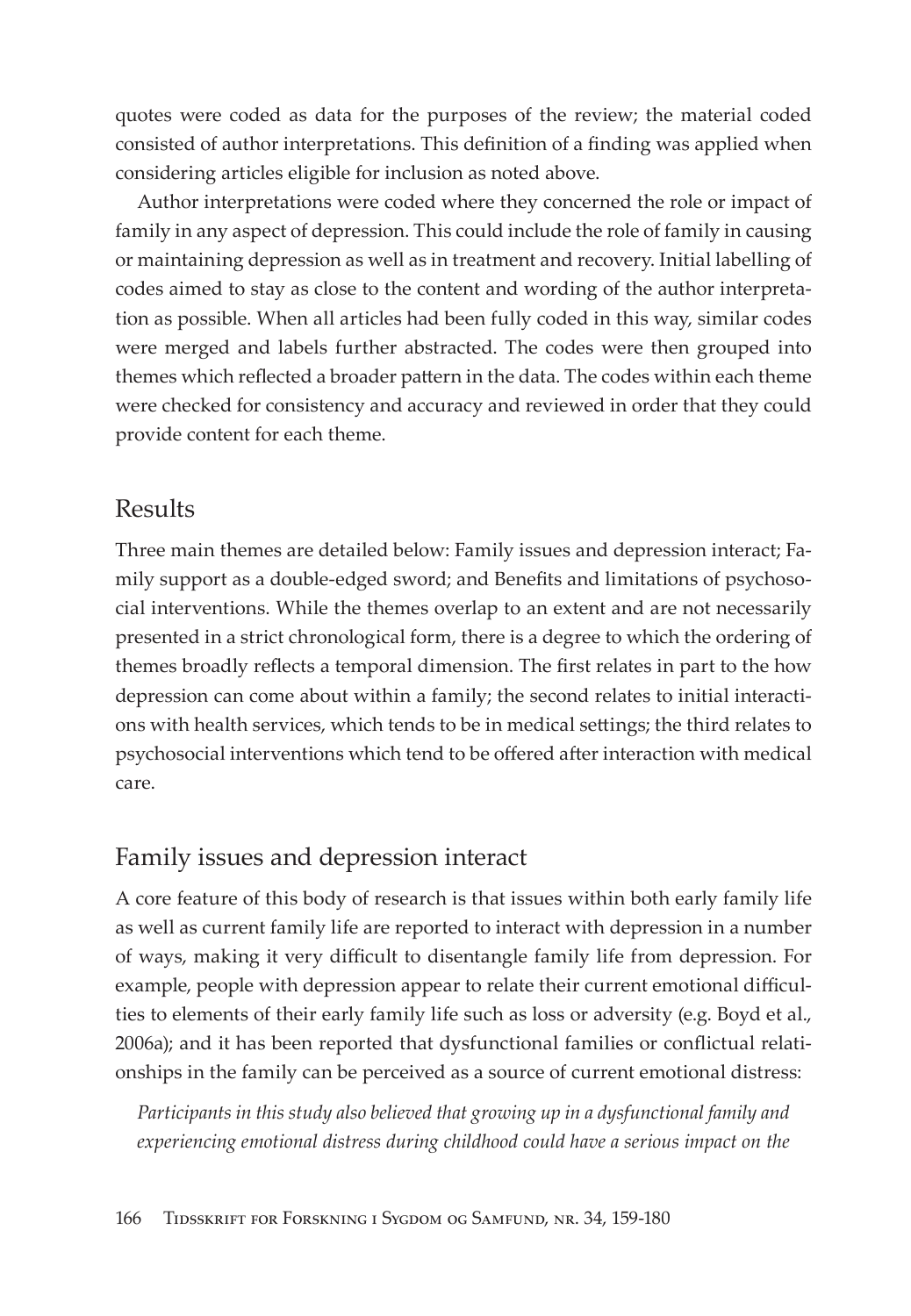quotes were coded as data for the purposes of the review; the material coded consisted of author interpretations. This definition of a finding was applied when considering articles eligible for inclusion as noted above.

Author interpretations were coded where they concerned the role or impact of family in any aspect of depression. This could include the role of family in causing or maintaining depression as well as in treatment and recovery. Initial labelling of codes aimed to stay as close to the content and wording of the author interpretation as possible. When all articles had been fully coded in this way, similar codes were merged and labels further abstracted. The codes were then grouped into themes which reflected a broader pattern in the data. The codes within each theme were checked for consistency and accuracy and reviewed in order that they could provide content for each theme.

## Results

Three main themes are detailed below: Family issues and depression interact; Family support as a double-edged sword; and Benefits and limitations of psychosocial interventions. While the themes overlap to an extent and are not necessarily presented in a strict chronological form, there is a degree to which the ordering of themes broadly reflects a temporal dimension. The first relates in part to the how depression can come about within a family; the second relates to initial interactions with health services, which tends to be in medical settings; the third relates to psychosocial interventions which tend to be offered after interaction with medical care.

## Family issues and depression interact

A core feature of this body of research is that issues within both early family life as well as current family life are reported to interact with depression in a number of ways, making it very difficult to disentangle family life from depression. For example, people with depression appear to relate their current emotional difficulties to elements of their early family life such as loss or adversity (e.g. Boyd et al., 2006a); and it has been reported that dysfunctional families or conflictual relationships in the family can be perceived as a source of current emotional distress:

> *Participants in this study also believed that growing up in a dysfunctional family and experiencing emotional distress during childhood could have a serious impact on the*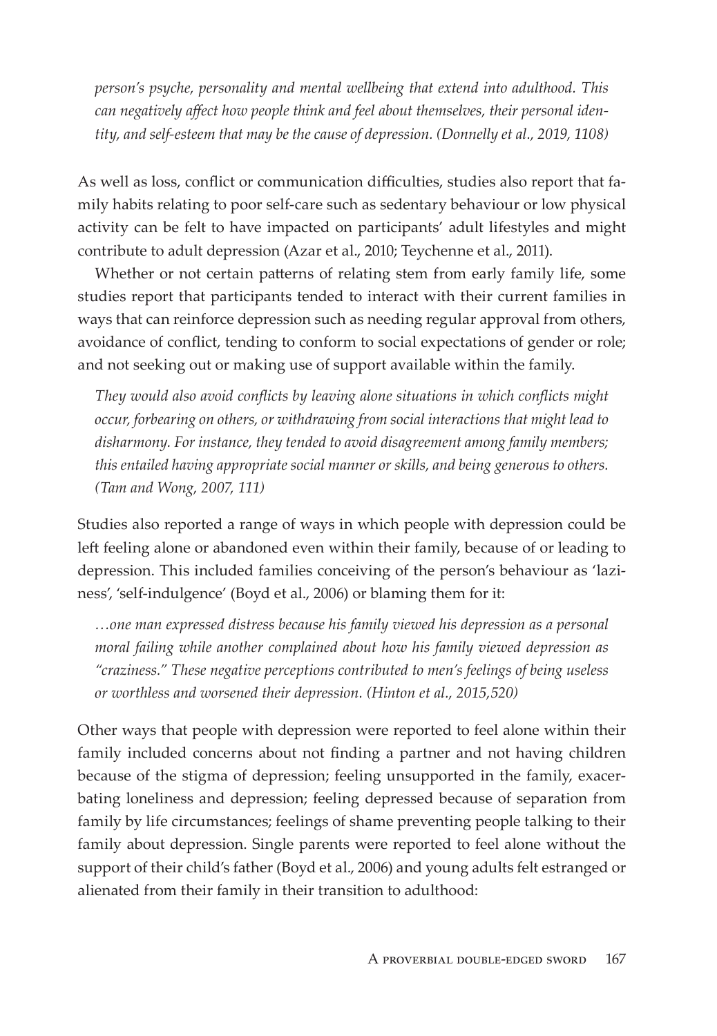*person's psyche, personality and mental wellbeing that extend into adulthood. This can negatively affect how people think and feel about themselves, their personal identity, and self-esteem that may be the cause of depression. (Donnelly et al., 2019, 1108)*

As well as loss, conflict or communication difficulties, studies also report that family habits relating to poor self-care such as sedentary behaviour or low physical activity can be felt to have impacted on participants' adult lifestyles and might contribute to adult depression (Azar et al., 2010; Teychenne et al., 2011).

Whether or not certain patterns of relating stem from early family life, some studies report that participants tended to interact with their current families in ways that can reinforce depression such as needing regular approval from others, avoidance of conflict, tending to conform to social expectations of gender or role; and not seeking out or making use of support available within the family.

> *They would also avoid conflicts by leaving alone situations in which conflicts might occur, forbearing on others, or withdrawing from social interactions that might lead to disharmony. For instance, they tended to avoid disagreement among family members; this entailed having appropriate social manner or skills, and being generous to others. (Tam and Wong, 2007, 111)*

Studies also reported a range of ways in which people with depression could be left feeling alone or abandoned even within their family, because of or leading to depression. This included families conceiving of the person's behaviour as 'laziness', 'self-indulgence' (Boyd et al., 2006) or blaming them for it:

> *…one man expressed distress because his family viewed his depression as a personal moral failing while another complained about how his family viewed depression as "craziness." These negative perceptions contributed to men's feelings of being useless or worthless and worsened their depression. (Hinton et al., 2015,520)*

Other ways that people with depression were reported to feel alone within their family included concerns about not finding a partner and not having children because of the stigma of depression; feeling unsupported in the family, exacerbating loneliness and depression; feeling depressed because of separation from family by life circumstances; feelings of shame preventing people talking to their family about depression. Single parents were reported to feel alone without the support of their child's father (Boyd et al., 2006) and young adults felt estranged or alienated from their family in their transition to adulthood: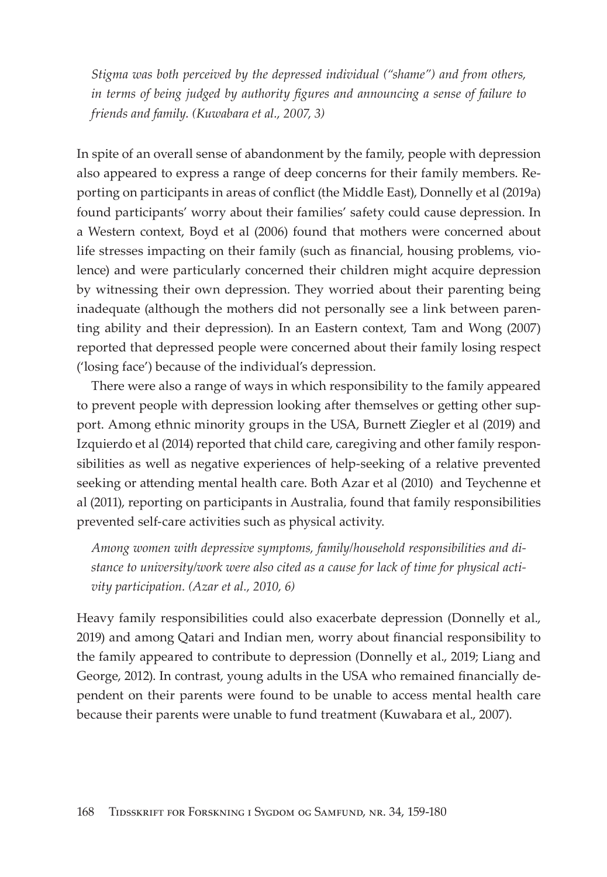*Stigma was both perceived by the depressed individual ("shame") and from others, in terms of being judged by authority figures and announcing a sense of failure to friends and family. (Kuwabara et al., 2007, 3)*

In spite of an overall sense of abandonment by the family, people with depression also appeared to express a range of deep concerns for their family members. Reporting on participants in areas of conflict (the Middle East), Donnelly et al (2019a) found participants' worry about their families' safety could cause depression. In a Western context, Boyd et al (2006) found that mothers were concerned about life stresses impacting on their family (such as financial, housing problems, violence) and were particularly concerned their children might acquire depression by witnessing their own depression. They worried about their parenting being inadequate (although the mothers did not personally see a link between parenting ability and their depression). In an Eastern context, Tam and Wong (2007) reported that depressed people were concerned about their family losing respect ('losing face') because of the individual's depression.

There were also a range of ways in which responsibility to the family appeared to prevent people with depression looking after themselves or getting other support. Among ethnic minority groups in the USA, Burnett Ziegler et al (2019) and Izquierdo et al (2014) reported that child care, caregiving and other family responsibilities as well as negative experiences of help-seeking of a relative prevented seeking or attending mental health care. Both Azar et al (2010) and Teychenne et al (2011), reporting on participants in Australia, found that family responsibilities prevented self-care activities such as physical activity.

*Among women with depressive symptoms, family/household responsibilities and distance to university/work were also cited as a cause for lack of time for physical activity participation. (Azar et al., 2010, 6)*

Heavy family responsibilities could also exacerbate depression (Donnelly et al., 2019) and among Qatari and Indian men, worry about financial responsibility to the family appeared to contribute to depression (Donnelly et al., 2019; Liang and George, 2012). In contrast, young adults in the USA who remained financially dependent on their parents were found to be unable to access mental health care because their parents were unable to fund treatment (Kuwabara et al., 2007).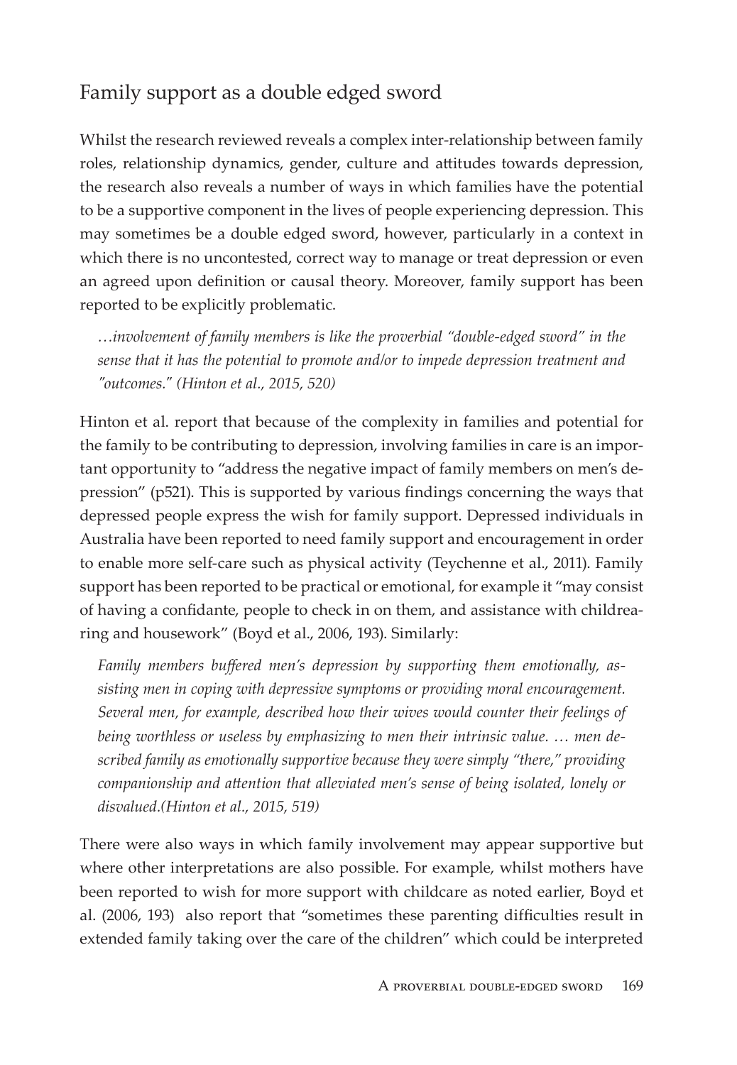## Family support as a double edged sword

Whilst the research reviewed reveals a complex inter-relationship between family roles, relationship dynamics, gender, culture and attitudes towards depression, the research also reveals a number of ways in which families have the potential to be a supportive component in the lives of people experiencing depression. This may sometimes be a double edged sword, however, particularly in a context in which there is no uncontested, correct way to manage or treat depression or even an agreed upon definition or causal theory. Moreover, family support has been reported to be explicitly problematic.

> *…involvement of family members is like the proverbial "double-edged sword" in the sense that it has the potential to promote and/or to impede depression treatment and "outcomes." (Hinton et al., 2015, 520)*

Hinton et al. report that because of the complexity in families and potential for the family to be contributing to depression, involving families in care is an important opportunity to "address the negative impact of family members on men's depression" (p521). This is supported by various findings concerning the ways that depressed people express the wish for family support. Depressed individuals in Australia have been reported to need family support and encouragement in order to enable more self-care such as physical activity (Teychenne et al., 2011). Family support has been reported to be practical or emotional, for example it "may consist of having a confidante, people to check in on them, and assistance with childrearing and housework" (Boyd et al., 2006, 193). Similarly:

> *Family members buffered men's depression by supporting them emotionally, assisting men in coping with depressive symptoms or providing moral encouragement. Several men, for example, described how their wives would counter their feelings of being worthless or useless by emphasizing to men their intrinsic value. … men described family as emotionally supportive because they were simply "there," providing companionship and attention that alleviated men's sense of being isolated, lonely or disvalued.(Hinton et al., 2015, 519)*

There were also ways in which family involvement may appear supportive but where other interpretations are also possible. For example, whilst mothers have been reported to wish for more support with childcare as noted earlier, Boyd et al. (2006, 193) also report that "sometimes these parenting difficulties result in extended family taking over the care of the children" which could be interpreted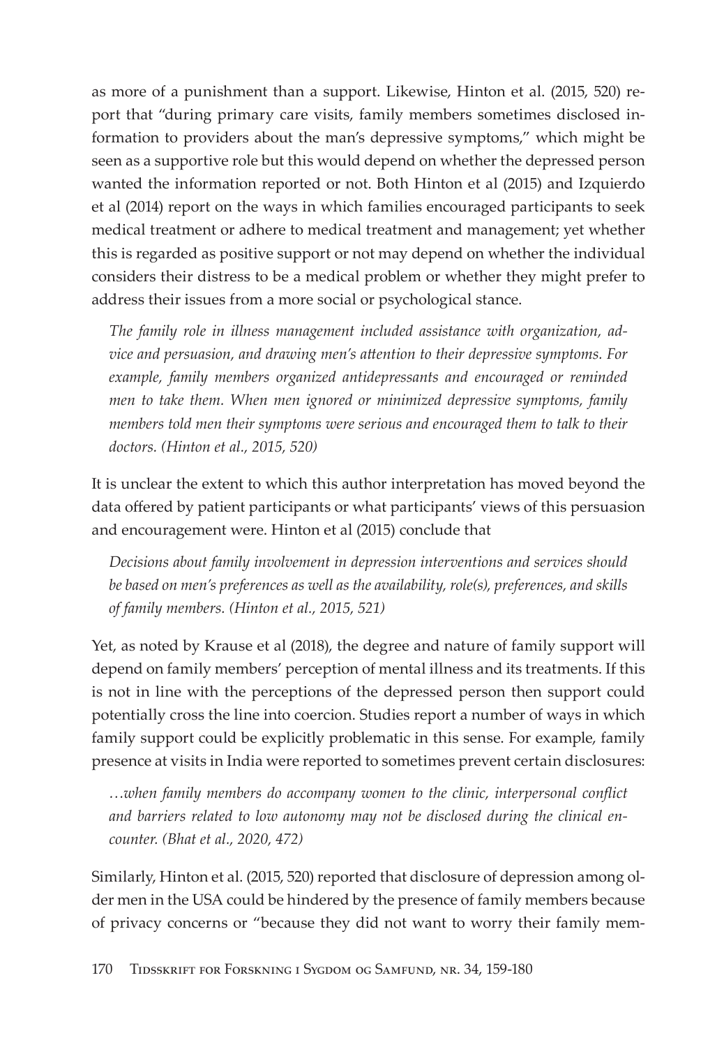as more of a punishment than a support. Likewise, Hinton et al. (2015, 520) report that "during primary care visits, family members sometimes disclosed information to providers about the man's depressive symptoms," which might be seen as a supportive role but this would depend on whether the depressed person wanted the information reported or not. Both Hinton et al (2015) and Izquierdo et al (2014) report on the ways in which families encouraged participants to seek medical treatment or adhere to medical treatment and management; yet whether this is regarded as positive support or not may depend on whether the individual considers their distress to be a medical problem or whether they might prefer to address their issues from a more social or psychological stance.

> *The family role in illness management included assistance with organization, advice and persuasion, and drawing men's attention to their depressive symptoms. For example, family members organized antidepressants and encouraged or reminded men to take them. When men ignored or minimized depressive symptoms, family members told men their symptoms were serious and encouraged them to talk to their doctors. (Hinton et al., 2015, 520)*

It is unclear the extent to which this author interpretation has moved beyond the data offered by patient participants or what participants' views of this persuasion and encouragement were. Hinton et al (2015) conclude that

> *Decisions about family involvement in depression interventions and services should be based on men's preferences as well as the availability, role(s), preferences, and skills of family members. (Hinton et al., 2015, 521)*

Yet, as noted by Krause et al (2018), the degree and nature of family support will depend on family members' perception of mental illness and its treatments. If this is not in line with the perceptions of the depressed person then support could potentially cross the line into coercion. Studies report a number of ways in which family support could be explicitly problematic in this sense. For example, family presence at visits in India were reported to sometimes prevent certain disclosures:

> *…when family members do accompany women to the clinic, interpersonal conflict and barriers related to low autonomy may not be disclosed during the clinical encounter. (Bhat et al., 2020, 472)*

Similarly, Hinton et al. (2015, 520) reported that disclosure of depression among older men in the USA could be hindered by the presence of family members because of privacy concerns or "because they did not want to worry their family mem-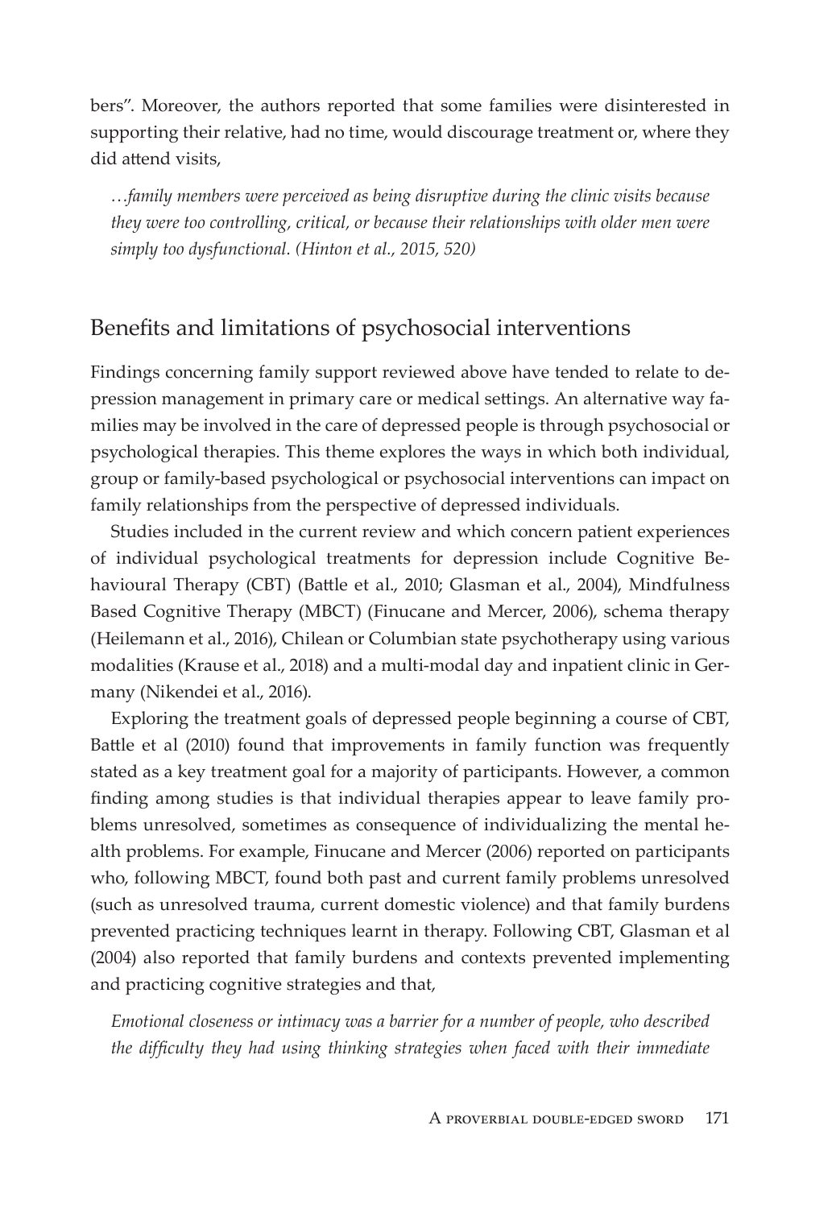bers". Moreover, the authors reported that some families were disinterested in supporting their relative, had no time, would discourage treatment or, where they did attend visits,

> *…family members were perceived as being disruptive during the clinic visits because they were too controlling, critical, or because their relationships with older men were simply too dysfunctional. (Hinton et al., 2015, 520)*

## Benefits and limitations of psychosocial interventions

Findings concerning family support reviewed above have tended to relate to depression management in primary care or medical settings. An alternative way families may be involved in the care of depressed people is through psychosocial or psychological therapies. This theme explores the ways in which both individual, group or family-based psychological or psychosocial interventions can impact on family relationships from the perspective of depressed individuals.

Studies included in the current review and which concern patient experiences of individual psychological treatments for depression include Cognitive Behavioural Therapy (CBT) (Battle et al., 2010; Glasman et al., 2004), Mindfulness Based Cognitive Therapy (MBCT) (Finucane and Mercer, 2006), schema therapy (Heilemann et al., 2016), Chilean or Columbian state psychotherapy using various modalities (Krause et al., 2018) and a multi-modal day and inpatient clinic in Germany (Nikendei et al., 2016).

Exploring the treatment goals of depressed people beginning a course of CBT, Battle et al (2010) found that improvements in family function was frequently stated as a key treatment goal for a majority of participants. However, a common finding among studies is that individual therapies appear to leave family problems unresolved, sometimes as consequence of individualizing the mental health problems. For example, Finucane and Mercer (2006) reported on participants who, following MBCT, found both past and current family problems unresolved (such as unresolved trauma, current domestic violence) and that family burdens prevented practicing techniques learnt in therapy. Following CBT, Glasman et al (2004) also reported that family burdens and contexts prevented implementing and practicing cognitive strategies and that,

> *Emotional closeness or intimacy was a barrier for a number of people, who described the difficulty they had using thinking strategies when faced with their immediate*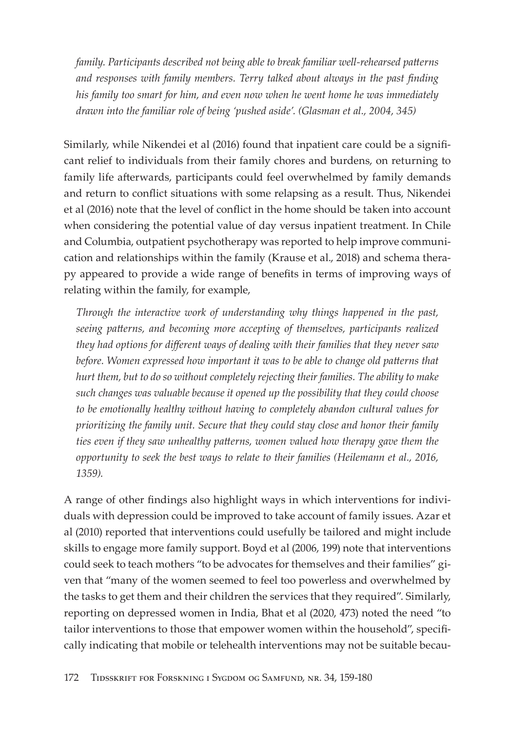*family. Participants described not being able to break familiar well-rehearsed patterns and responses with family members. Terry talked about always in the past finding his family too smart for him, and even now when he went home he was immediately drawn into the familiar role of being 'pushed aside'. (Glasman et al., 2004, 345)*

Similarly, while Nikendei et al (2016) found that inpatient care could be a significant relief to individuals from their family chores and burdens, on returning to family life afterwards, participants could feel overwhelmed by family demands and return to conflict situations with some relapsing as a result. Thus, Nikendei et al (2016) note that the level of conflict in the home should be taken into account when considering the potential value of day versus inpatient treatment. In Chile and Columbia, outpatient psychotherapy was reported to help improve communication and relationships within the family (Krause et al., 2018) and schema therapy appeared to provide a wide range of benefits in terms of improving ways of relating within the family, for example,

*Through the interactive work of understanding why things happened in the past, seeing patterns, and becoming more accepting of themselves, participants realized they had options for different ways of dealing with their families that they never saw before. Women expressed how important it was to be able to change old patterns that hurt them, but to do so without completely rejecting their families. The ability to make such changes was valuable because it opened up the possibility that they could choose to be emotionally healthy without having to completely abandon cultural values for prioritizing the family unit. Secure that they could stay close and honor their family ties even if they saw unhealthy patterns, women valued how therapy gave them the opportunity to seek the best ways to relate to their families (Heilemann et al., 2016, 1359).*

A range of other findings also highlight ways in which interventions for individuals with depression could be improved to take account of family issues. Azar et al (2010) reported that interventions could usefully be tailored and might include skills to engage more family support. Boyd et al (2006, 199) note that interventions could seek to teach mothers "to be advocates for themselves and their families" given that "many of the women seemed to feel too powerless and overwhelmed by the tasks to get them and their children the services that they required". Similarly, reporting on depressed women in India, Bhat et al (2020, 473) noted the need "to tailor interventions to those that empower women within the household", specifically indicating that mobile or telehealth interventions may not be suitable becau-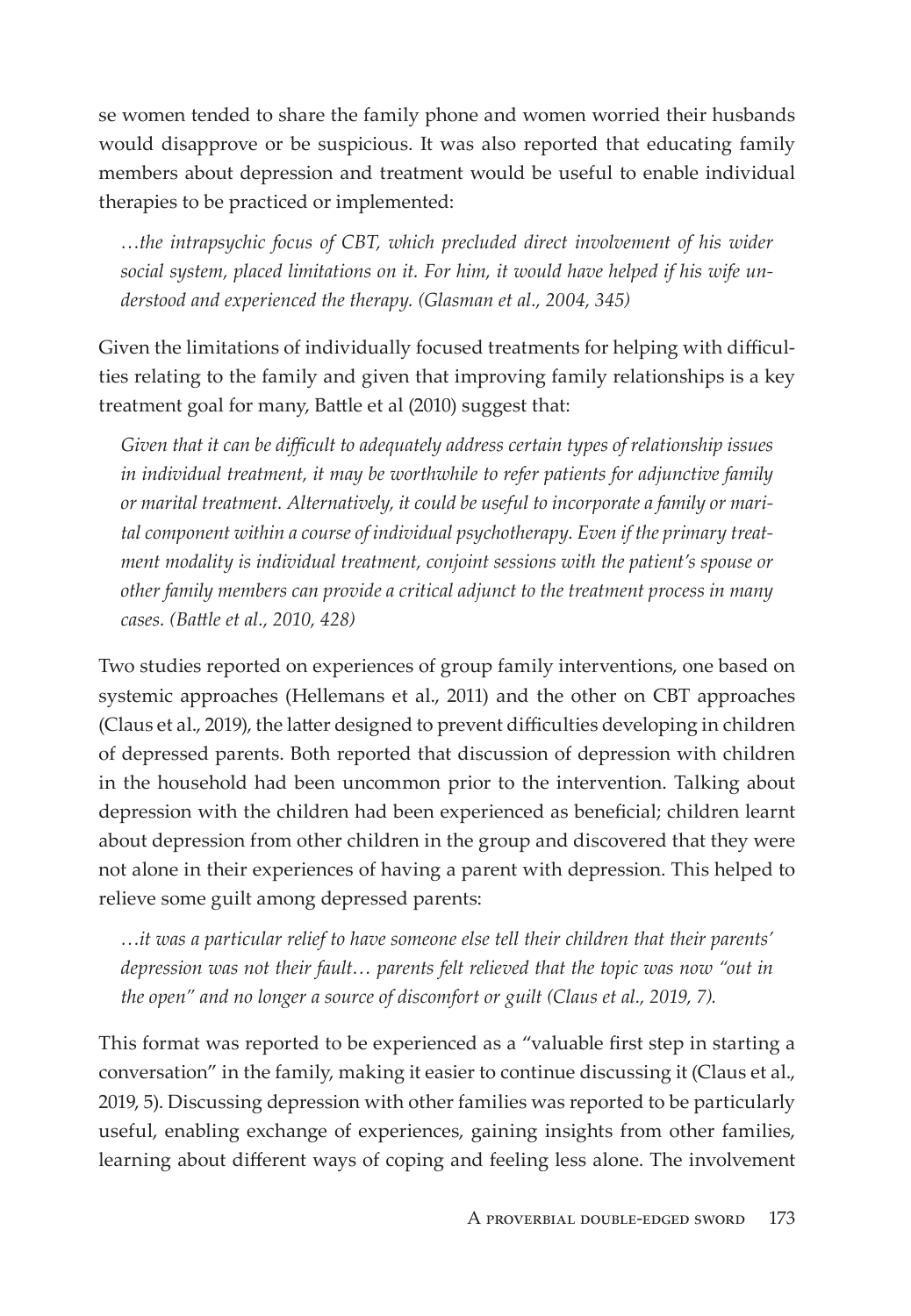se women tended to share the family phone and women worried their husbands would disapprove or be suspicious. It was also reported that educating family members about depression and treatment would be useful to enable individual therapies to be practiced or implemented:

> *…the intrapsychic focus of CBT, which precluded direct involvement of his wider social system, placed limitations on it. For him, it would have helped if his wife understood and experienced the therapy. (Glasman et al., 2004, 345)*

Given the limitations of individually focused treatments for helping with difficulties relating to the family and given that improving family relationships is a key treatment goal for many, Battle et al (2010) suggest that:

> *Given that it can be difficult to adequately address certain types of relationship issues in individual treatment, it may be worthwhile to refer patients for adjunctive family or marital treatment. Alternatively, it could be useful to incorporate a family or marital component within a course of individual psychotherapy. Even if the primary treatment modality is individual treatment, conjoint sessions with the patient's spouse or other family members can provide a critical adjunct to the treatment process in many cases. (Battle et al., 2010, 428)*

Two studies reported on experiences of group family interventions, one based on systemic approaches (Hellemans et al., 2011) and the other on CBT approaches (Claus et al., 2019), the latter designed to prevent difficulties developing in children of depressed parents. Both reported that discussion of depression with children in the household had been uncommon prior to the intervention. Talking about depression with the children had been experienced as beneficial; children learnt about depression from other children in the group and discovered that they were not alone in their experiences of having a parent with depression. This helped to relieve some guilt among depressed parents:

> *…it was a particular relief to have someone else tell their children that their parents' depression was not their fault… parents felt relieved that the topic was now "out in the open" and no longer a source of discomfort or guilt (Claus et al., 2019, 7).*

This format was reported to be experienced as a "valuable first step in starting a conversation" in the family, making it easier to continue discussing it (Claus et al., 2019, 5). Discussing depression with other families was reported to be particularly useful, enabling exchange of experiences, gaining insights from other families, learning about different ways of coping and feeling less alone. The involvement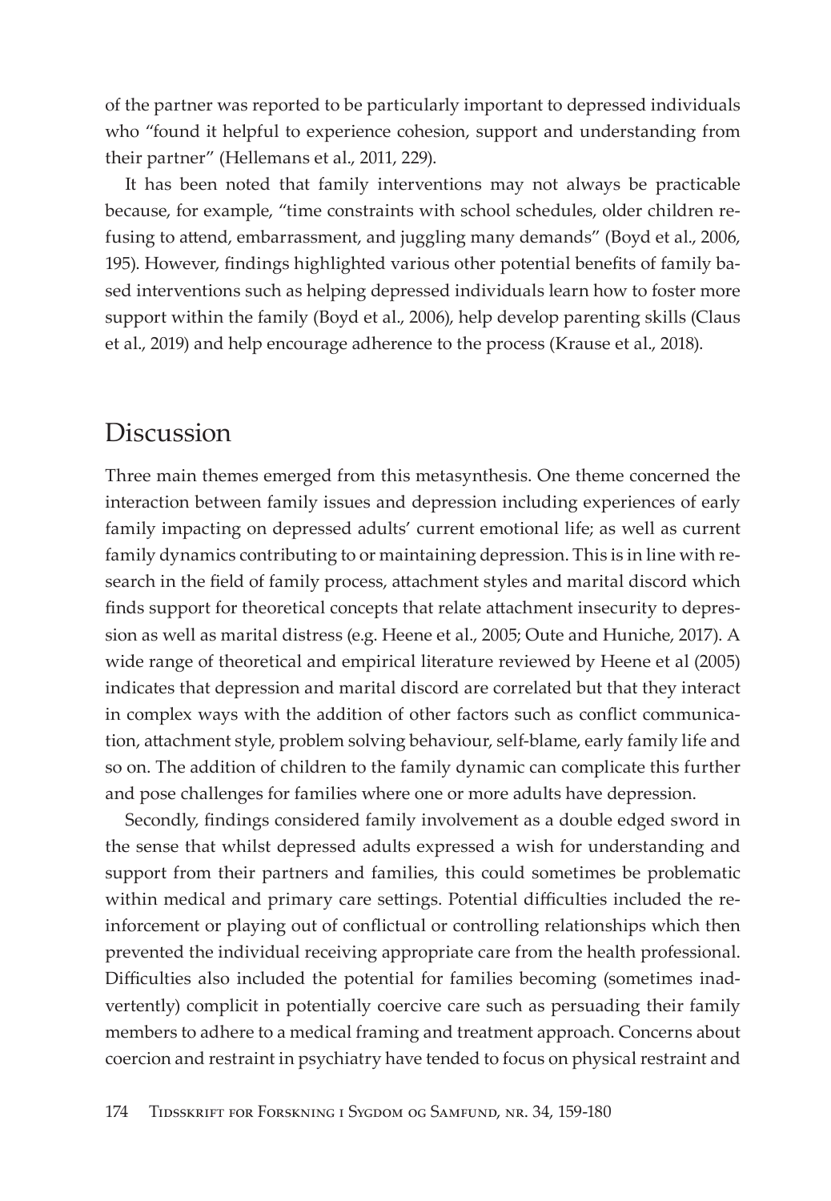of the partner was reported to be particularly important to depressed individuals who "found it helpful to experience cohesion, support and understanding from their partner" (Hellemans et al., 2011, 229).

It has been noted that family interventions may not always be practicable because, for example, "time constraints with school schedules, older children refusing to attend, embarrassment, and juggling many demands" (Boyd et al., 2006, 195). However, findings highlighted various other potential benefits of family based interventions such as helping depressed individuals learn how to foster more support within the family (Boyd et al., 2006), help develop parenting skills (Claus et al., 2019) and help encourage adherence to the process (Krause et al., 2018).

## Discussion

Three main themes emerged from this metasynthesis. One theme concerned the interaction between family issues and depression including experiences of early family impacting on depressed adults' current emotional life; as well as current family dynamics contributing to or maintaining depression. This is in line with research in the field of family process, attachment styles and marital discord which finds support for theoretical concepts that relate attachment insecurity to depression as well as marital distress (e.g. Heene et al., 2005; Oute and Huniche, 2017). A wide range of theoretical and empirical literature reviewed by Heene et al (2005) indicates that depression and marital discord are correlated but that they interact in complex ways with the addition of other factors such as conflict communication, attachment style, problem solving behaviour, self-blame, early family life and so on. The addition of children to the family dynamic can complicate this further and pose challenges for families where one or more adults have depression.

Secondly, findings considered family involvement as a double edged sword in the sense that whilst depressed adults expressed a wish for understanding and support from their partners and families, this could sometimes be problematic within medical and primary care settings. Potential difficulties included the reinforcement or playing out of conflictual or controlling relationships which then prevented the individual receiving appropriate care from the health professional. Difficulties also included the potential for families becoming (sometimes inadvertently) complicit in potentially coercive care such as persuading their family members to adhere to a medical framing and treatment approach. Concerns about coercion and restraint in psychiatry have tended to focus on physical restraint and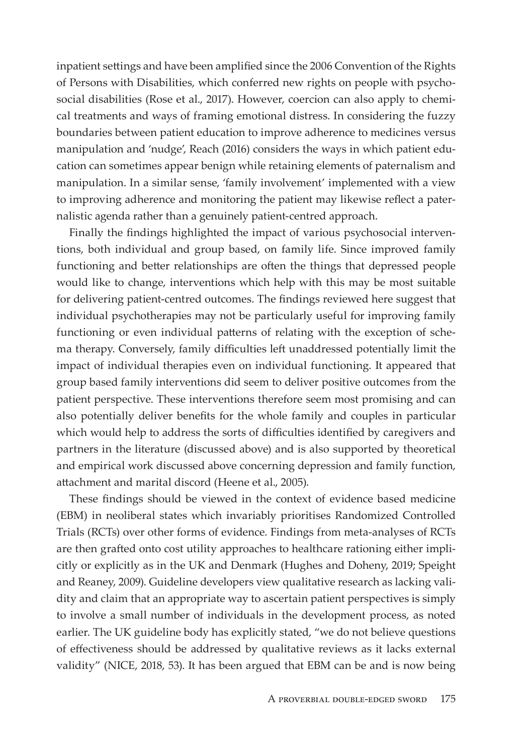inpatient settings and have been amplified since the 2006 Convention of the Rights of Persons with Disabilities, which conferred new rights on people with psychosocial disabilities (Rose et al., 2017). However, coercion can also apply to chemical treatments and ways of framing emotional distress. In considering the fuzzy boundaries between patient education to improve adherence to medicines versus manipulation and 'nudge', Reach (2016) considers the ways in which patient education can sometimes appear benign while retaining elements of paternalism and manipulation. In a similar sense, 'family involvement' implemented with a view to improving adherence and monitoring the patient may likewise reflect a paternalistic agenda rather than a genuinely patient-centred approach.

Finally the findings highlighted the impact of various psychosocial interventions, both individual and group based, on family life. Since improved family functioning and better relationships are often the things that depressed people would like to change, interventions which help with this may be most suitable for delivering patient-centred outcomes. The findings reviewed here suggest that individual psychotherapies may not be particularly useful for improving family functioning or even individual patterns of relating with the exception of schema therapy. Conversely, family difficulties left unaddressed potentially limit the impact of individual therapies even on individual functioning. It appeared that group based family interventions did seem to deliver positive outcomes from the patient perspective. These interventions therefore seem most promising and can also potentially deliver benefits for the whole family and couples in particular which would help to address the sorts of difficulties identified by caregivers and partners in the literature (discussed above) and is also supported by theoretical and empirical work discussed above concerning depression and family function, attachment and marital discord (Heene et al., 2005).

These findings should be viewed in the context of evidence based medicine (EBM) in neoliberal states which invariably prioritises Randomized Controlled Trials (RCTs) over other forms of evidence. Findings from meta-analyses of RCTs are then grafted onto cost utility approaches to healthcare rationing either implicitly or explicitly as in the UK and Denmark (Hughes and Doheny, 2019; Speight and Reaney, 2009). Guideline developers view qualitative research as lacking validity and claim that an appropriate way to ascertain patient perspectives is simply to involve a small number of individuals in the development process, as noted earlier. The UK guideline body has explicitly stated, "we do not believe questions of effectiveness should be addressed by qualitative reviews as it lacks external validity" (NICE, 2018, 53). It has been argued that EBM can be and is now being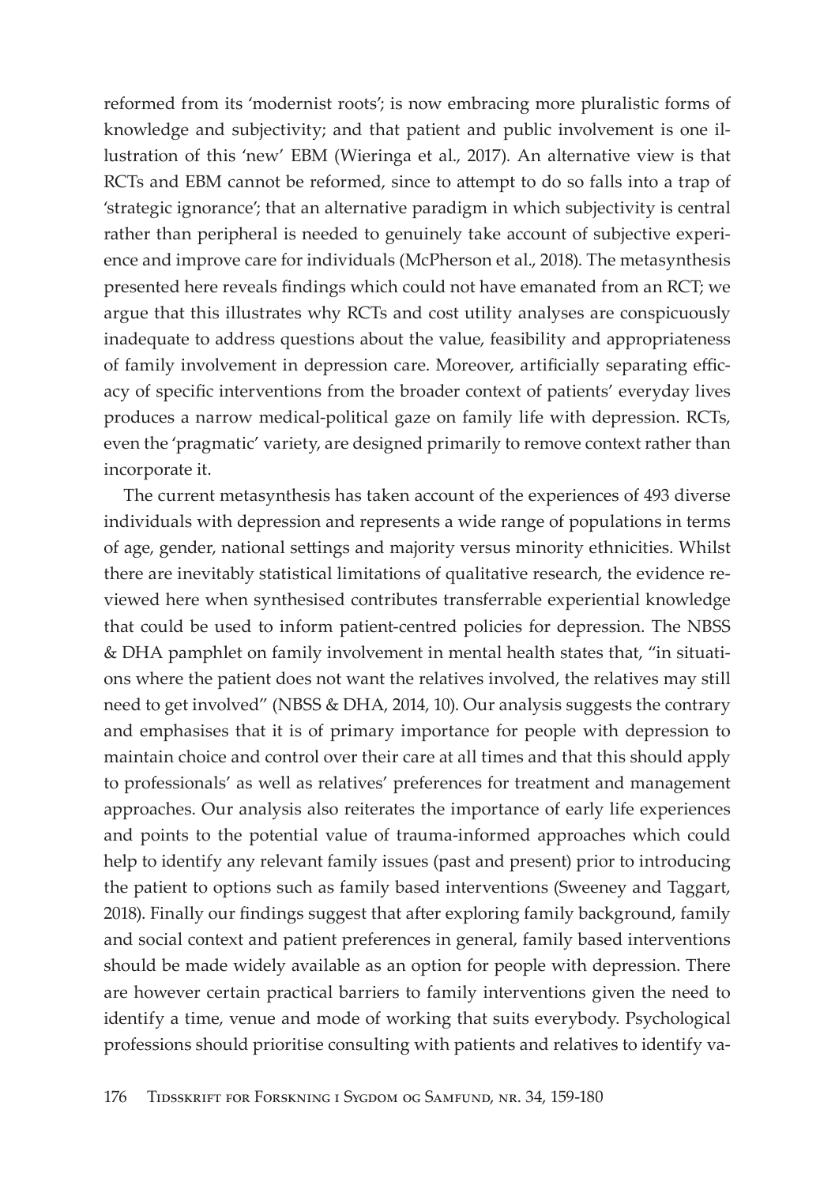reformed from its 'modernist roots'; is now embracing more pluralistic forms of knowledge and subjectivity; and that patient and public involvement is one illustration of this 'new' EBM (Wieringa et al., 2017). An alternative view is that RCTs and EBM cannot be reformed, since to attempt to do so falls into a trap of 'strategic ignorance'; that an alternative paradigm in which subjectivity is central rather than peripheral is needed to genuinely take account of subjective experience and improve care for individuals (McPherson et al., 2018). The metasynthesis presented here reveals findings which could not have emanated from an RCT; we argue that this illustrates why RCTs and cost utility analyses are conspicuously inadequate to address questions about the value, feasibility and appropriateness of family involvement in depression care. Moreover, artificially separating efficacy of specific interventions from the broader context of patients' everyday lives produces a narrow medical-political gaze on family life with depression. RCTs, even the 'pragmatic' variety, are designed primarily to remove context rather than incorporate it.

The current metasynthesis has taken account of the experiences of 493 diverse individuals with depression and represents a wide range of populations in terms of age, gender, national settings and majority versus minority ethnicities. Whilst there are inevitably statistical limitations of qualitative research, the evidence reviewed here when synthesised contributes transferrable experiential knowledge that could be used to inform patient-centred policies for depression. The NBSS & DHA pamphlet on family involvement in mental health states that, "in situations where the patient does not want the relatives involved, the relatives may still need to get involved" (NBSS & DHA, 2014, 10). Our analysis suggests the contrary and emphasises that it is of primary importance for people with depression to maintain choice and control over their care at all times and that this should apply to professionals' as well as relatives' preferences for treatment and management approaches. Our analysis also reiterates the importance of early life experiences and points to the potential value of trauma-informed approaches which could help to identify any relevant family issues (past and present) prior to introducing the patient to options such as family based interventions (Sweeney and Taggart, 2018). Finally our findings suggest that after exploring family background, family and social context and patient preferences in general, family based interventions should be made widely available as an option for people with depression. There are however certain practical barriers to family interventions given the need to identify a time, venue and mode of working that suits everybody. Psychological professions should prioritise consulting with patients and relatives to identify va-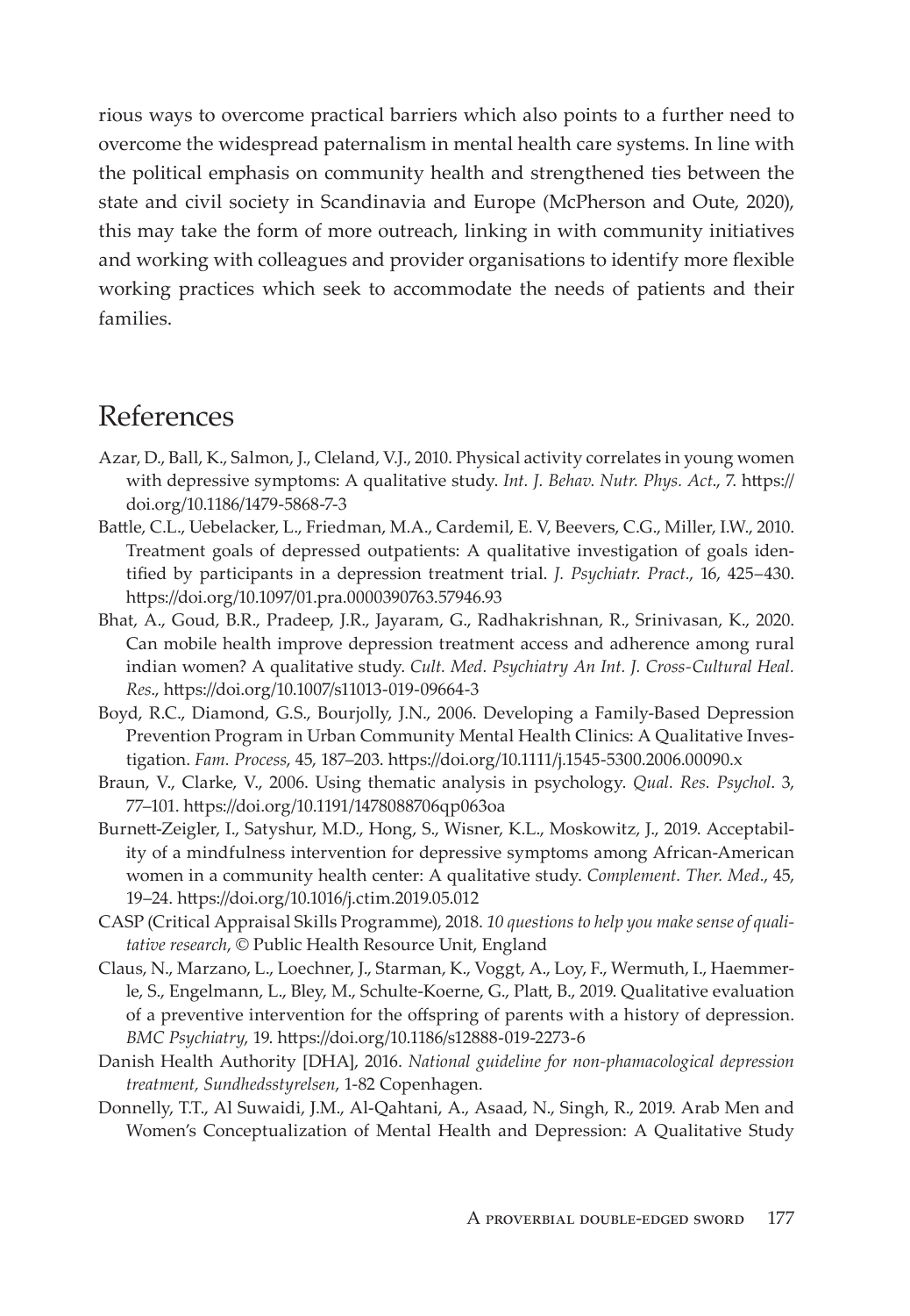rious ways to overcome practical barriers which also points to a further need to overcome the widespread paternalism in mental health care systems. In line with the political emphasis on community health and strengthened ties between the state and civil society in Scandinavia and Europe (McPherson and Oute, 2020), this may take the form of more outreach, linking in with community initiatives and working with colleagues and provider organisations to identify more flexible working practices which seek to accommodate the needs of patients and their families.

# References

Azar, D., Ball, K., Salmon, J., Cleland, V.J., 2010. Physical activity correlates in young women with depressive symptoms: A qualitative study. *Int. J. Behav. Nutr. Phys. Act.*, 7. https://doi.org/10.1186/1479-5868-7-3

Battle, C.L., Uebelacker, L., Friedman, M.A., Cardemil, E. V, Beevers, C.G., Miller, I.W., 2010. Treatment goals of depressed outpatients: A qualitative investigation of goals identified by participants in a depression treatment trial. *J. Psychiatr. Pract.*, 16, 425–430. https://doi.org/10.1097/01.pra.0000390763.57946.93

Bhat, A., Goud, B.R., Pradeep, J.R., Jayaram, G., Radhakrishnan, R., Srinivasan, K., 2020. Can mobile health improve depression treatment access and adherence among rural indian women? A qualitative study. *Cult. Med. Psychiatry An Int. J. Cross-Cultural Heal. Res.*, https://doi.org/10.1007/s11013-019-09664-3

Boyd, R.C., Diamond, G.S., Bourjolly, J.N., 2006. Developing a Family-Based Depression Prevention Program in Urban Community Mental Health Clinics: A Qualitative Investigation. *Fam. Process*, 45, 187–203. https://doi.org/10.1111/j.1545-5300.2006.00090.x

Braun, V., Clarke, V., 2006. Using thematic analysis in psychology. *Qual. Res. Psychol*. 3, 77–101. https://doi.org/10.1191/1478088706qp063oa

Burnett-Zeigler, I., Satyshur, M.D., Hong, S., Wisner, K.L., Moskowitz, J., 2019. Acceptability of a mindfulness intervention for depressive symptoms among African-American women in a community health center: A qualitative study. *Complement. Ther. Med.*, 45, 19–24. https://doi.org/10.1016/j.ctim.2019.05.012

CASP (Critical Appraisal Skills Programme), 2018. *10 questions to help you make sense of qualitative research*, © Public Health Resource Unit, England

Claus, N., Marzano, L., Loechner, J., Starman, K., Voggt, A., Loy, F., Wermuth, I., Haemmerle, S., Engelmann, L., Bley, M., Schulte-Koerne, G., Platt, B., 2019. Qualitative evaluation of a preventive intervention for the offspring of parents with a history of depression. *BMC Psychiatry*, 19. https://doi.org/10.1186/s12888-019-2273-6

Danish Health Authority [DHA], 2016. *National guideline for non-phamacological depression treatment, Sundhedsstyrelsen*, 1-82 Copenhagen.

Donnelly, T.T., Al Suwaidi, J.M., Al-Qahtani, A., Asaad, N., Singh, R., 2019. Arab Men and Women's Conceptualization of Mental Health and Depression: A Qualitative Study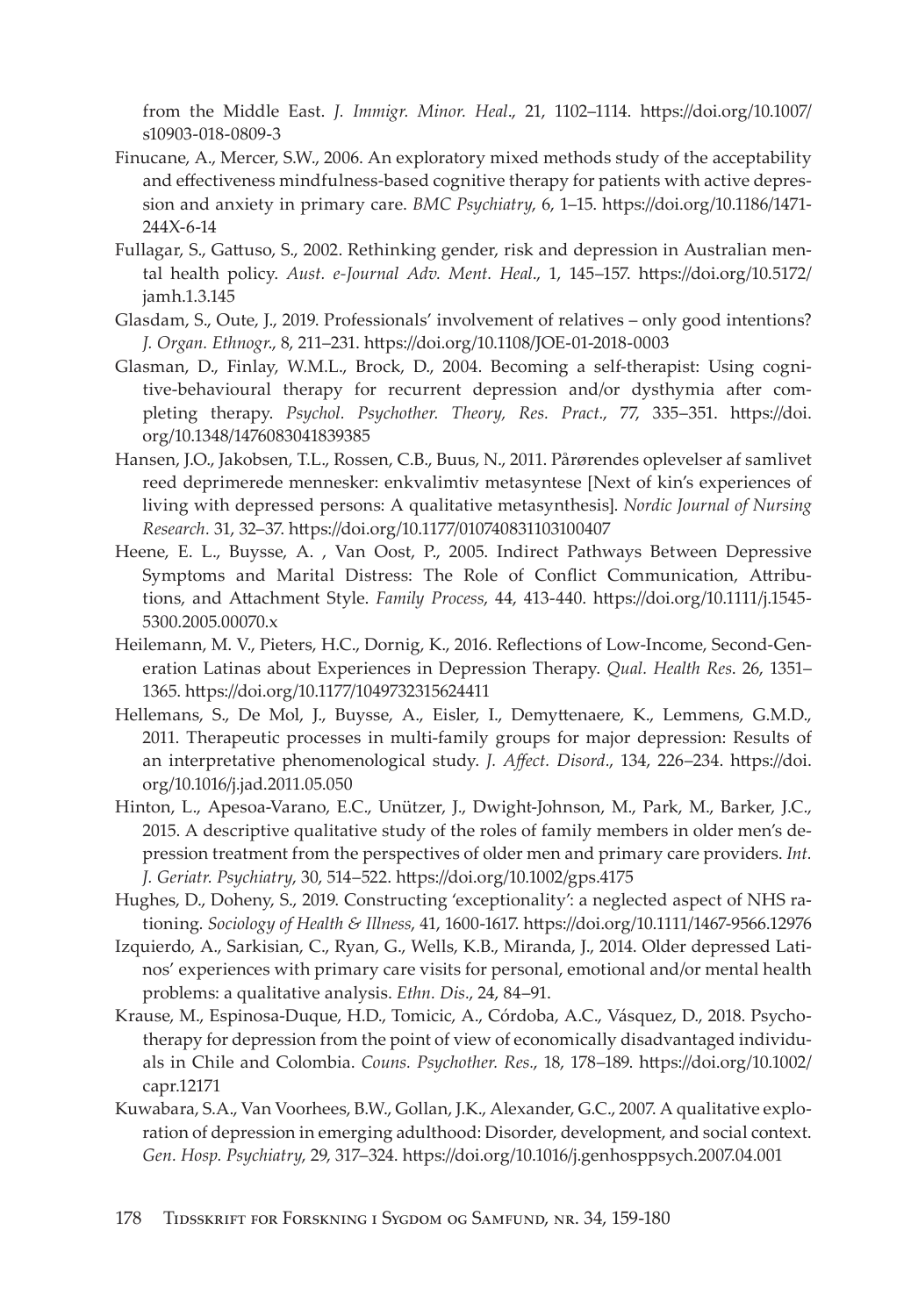from the Middle East. *J. Immigr. Minor. Heal*., 21, 1102–1114. https://doi.org/10.1007/s10903-018-0809-3

Finucane, A., Mercer, S.W., 2006. An exploratory mixed methods study of the acceptability and effectiveness mindfulness-based cognitive therapy for patients with active depression and anxiety in primary care. *BMC Psychiatry*, 6, 1–15. https://doi.org/10.1186/1471-244X-6-14

Fullagar, S., Gattuso, S., 2002. Rethinking gender, risk and depression in Australian mental health policy. *Aust. e-Journal Adv. Ment. Heal*., 1, 145–157. https://doi.org/10.5172/jamh.1.3.145

Glasdam, S., Oute, J., 2019. Professionals' involvement of relatives – only good intentions? *J. Organ. Ethnogr*., 8, 211–231. https://doi.org/10.1108/JOE-01-2018-0003

Glasman, D., Finlay, W.M.L., Brock, D., 2004. Becoming a self-therapist: Using cognitive-behavioural therapy for recurrent depression and/or dysthymia after completing therapy. *Psychol. Psychother. Theory, Res. Pract*., 77, 335–351. https://doi.org/10.1348/1476083041839385

Hansen, J.O., Jakobsen, T.L., Rossen, C.B., Buus, N., 2011. Pårørendes oplevelser af samlivet reed deprimerede mennesker: enkvalimtiv metasyntese [Next of kin's experiences of living with depressed persons: A qualitative metasynthesis]. *Nordic Journal of Nursing Research*. 31, 32–37. https://doi.org/10.1177/010740831103100407

Heene, E. L., Buysse, A. , Van Oost, P., 2005. Indirect Pathways Between Depressive Symptoms and Marital Distress: The Role of Conflict Communication, Attributions, and Attachment Style. *Family Process*, 44, 413-440. https://doi.org/10.1111/j.1545-5300.2005.00070.x

Heilemann, M. V., Pieters, H.C., Dornig, K., 2016. Reflections of Low-Income, Second-Generation Latinas about Experiences in Depression Therapy. *Qual. Health Res*. 26, 1351–1365. https://doi.org/10.1177/1049732315624411

Hellemans, S., De Mol, J., Buysse, A., Eisler, I., Demyttenaere, K., Lemmens, G.M.D., 2011. Therapeutic processes in multi-family groups for major depression: Results of an interpretative phenomenological study. *J. Affect. Disord*., 134, 226–234. https://doi.org/10.1016/j.jad.2011.05.050

Hinton, L., Apesoa-Varano, E.C., Unützer, J., Dwight-Johnson, M., Park, M., Barker, J.C., 2015. A descriptive qualitative study of the roles of family members in older men's depression treatment from the perspectives of older men and primary care providers. *Int. J. Geriatr. Psychiatry*, 30, 514–522. https://doi.org/10.1002/gps.4175

Hughes, D., Doheny, S., 2019. Constructing 'exceptionality': a neglected aspect of NHS rationing. *Sociology of Health & Illness*, 41, 1600-1617. https://doi.org/10.1111/1467-9566.12976

Izquierdo, A., Sarkisian, C., Ryan, G., Wells, K.B., Miranda, J., 2014. Older depressed Latinos' experiences with primary care visits for personal, emotional and/or mental health problems: a qualitative analysis. *Ethn. Dis*., 24, 84–91.

Krause, M., Espinosa-Duque, H.D., Tomicic, A., Córdoba, A.C., Vásquez, D., 2018. Psychotherapy for depression from the point of view of economically disadvantaged individuals in Chile and Colombia. *Couns. Psychother. Res*., 18, 178–189. https://doi.org/10.1002/capr.12171

Kuwabara, S.A., Van Voorhees, B.W., Gollan, J.K., Alexander, G.C., 2007. A qualitative exploration of depression in emerging adulthood: Disorder, development, and social context. *Gen. Hosp. Psychiatry*, 29, 317–324. https://doi.org/10.1016/j.genhosppsych.2007.04.001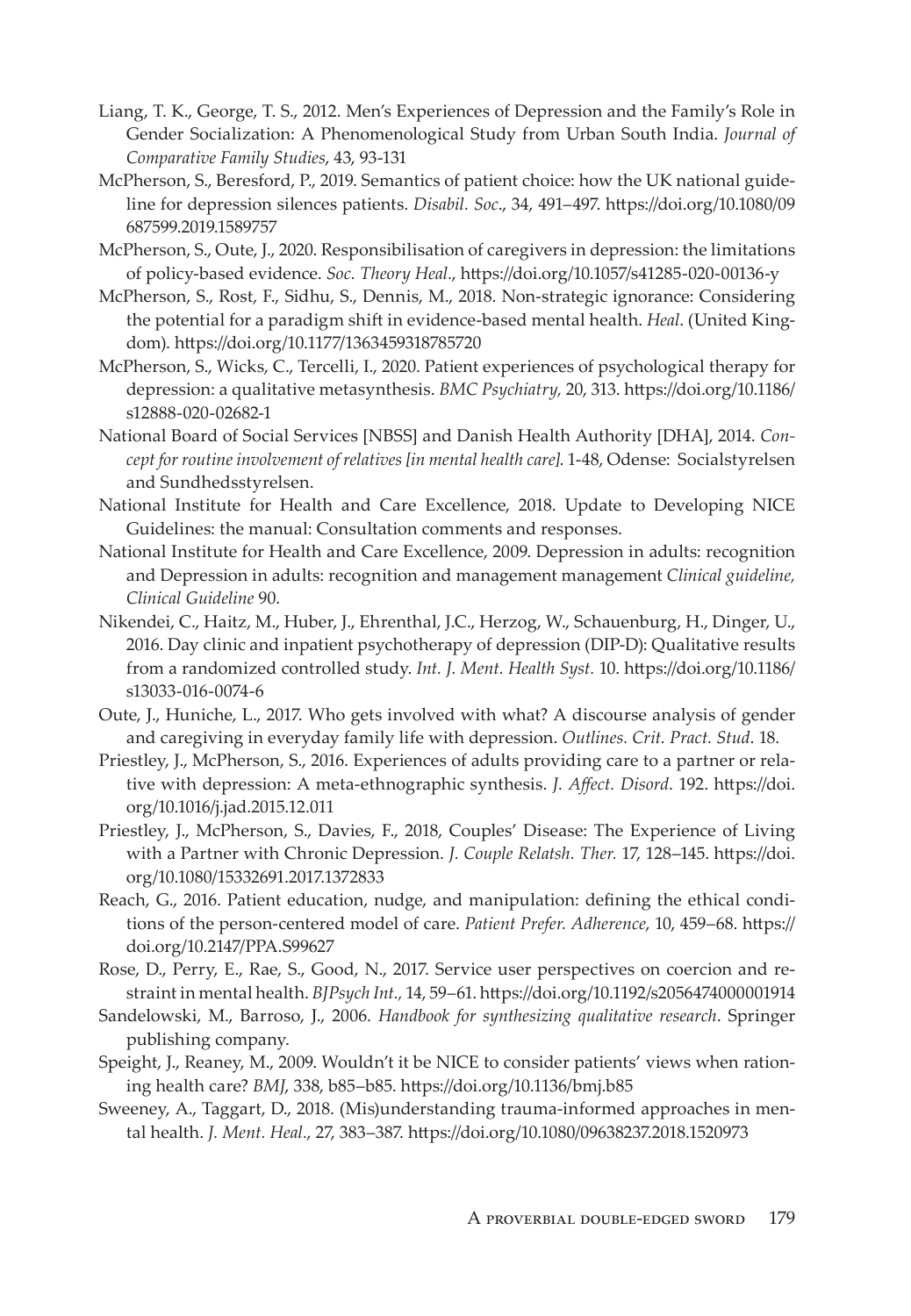Liang, T. K., George, T. S., 2012. Men's Experiences of Depression and the Family's Role in Gender Socialization: A Phenomenological Study from Urban South India. *Journal of Comparative Family Studies*, 43, 93-131

McPherson, S., Beresford, P., 2019. Semantics of patient choice: how the UK national guideline for depression silences patients. *Disabil. Soc*., 34, 491–497. https://doi.org/10.1080/09687599.2019.1589757

McPherson, S., Oute, J., 2020. Responsibilisation of caregivers in depression: the limitations of policy-based evidence. *Soc. Theory Heal*., https://doi.org/10.1057/s41285-020-00136-y

McPherson, S., Rost, F., Sidhu, S., Dennis, M., 2018. Non-strategic ignorance: Considering the potential for a paradigm shift in evidence-based mental health. *Heal*. (United Kingdom). https://doi.org/10.1177/1363459318785720

McPherson, S., Wicks, C., Tercelli, I., 2020. Patient experiences of psychological therapy for depression: a qualitative metasynthesis. *BMC Psychiatry*, 20, 313. https://doi.org/10.1186/s12888-020-02682-1

National Board of Social Services [NBSS] and Danish Health Authority [DHA], 2014. *Concept for routine involvement of relatives [in mental health care]*. 1-48, Odense: Socialstyrelsen and Sundhedsstyrelsen.

National Institute for Health and Care Excellence, 2018. Update to Developing NICE Guidelines: the manual: Consultation comments and responses.

National Institute for Health and Care Excellence, 2009. Depression in adults: recognition and Depression in adults: recognition and management management *Clinical guideline, Clinical Guideline* 90.

Nikendei, C., Haitz, M., Huber, J., Ehrenthal, J.C., Herzog, W., Schauenburg, H., Dinger, U., 2016. Day clinic and inpatient psychotherapy of depression (DIP-D): Qualitative results from a randomized controlled study. *Int. J. Ment. Health Syst.* 10. https://doi.org/10.1186/s13033-016-0074-6

Oute, J., Huniche, L., 2017. Who gets involved with what? A discourse analysis of gender and caregiving in everyday family life with depression. *Outlines. Crit. Pract. Stud*. 18.

Priestley, J., McPherson, S., 2016. Experiences of adults providing care to a partner or relative with depression: A meta-ethnographic synthesis. *J. Affect. Disord*. 192. https://doi.org/10.1016/j.jad.2015.12.011

Priestley, J., McPherson, S., Davies, F., 2018, Couples' Disease: The Experience of Living with a Partner with Chronic Depression. *J. Couple Relatsh. Ther.* 17, 128–145. https://doi.org/10.1080/15332691.2017.1372833

Reach, G., 2016. Patient education, nudge, and manipulation: defining the ethical conditions of the person-centered model of care. *Patient Prefer. Adherence*, 10, 459–68. https://doi.org/10.2147/PPA.S99627

Rose, D., Perry, E., Rae, S., Good, N., 2017. Service user perspectives on coercion and restraint in mental health. *BJPsych Int.*, 14, 59–61. https://doi.org/10.1192/s2056474000001914

Sandelowski, M., Barroso, J., 2006. *Handbook for synthesizing qualitative research*. Springer publishing company.

Speight, J., Reaney, M., 2009. Wouldn't it be NICE to consider patients' views when rationing health care? *BMJ*, 338, b85–b85. https://doi.org/10.1136/bmj.b85

Sweeney, A., Taggart, D., 2018. (Mis)understanding trauma-informed approaches in mental health. *J. Ment. Heal*., 27, 383–387. https://doi.org/10.1080/09638237.2018.1520973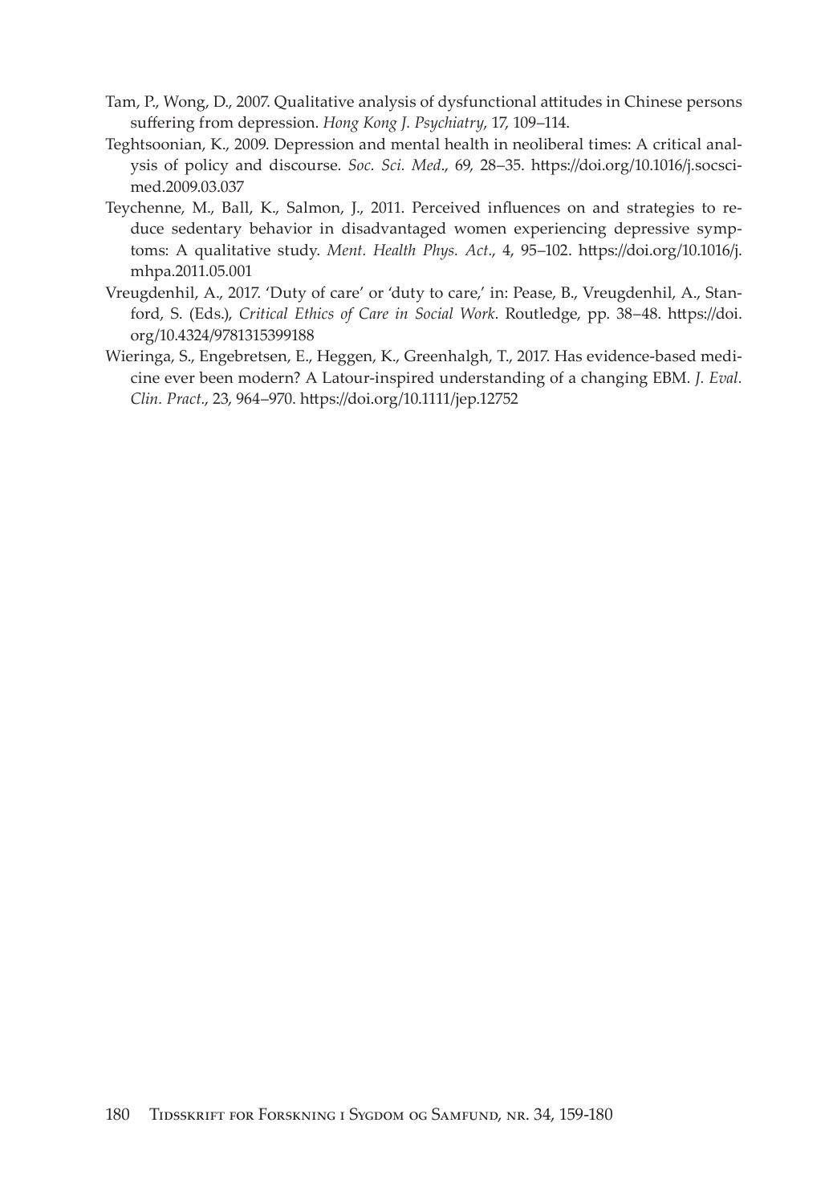Tam, P., Wong, D., 2007. Qualitative analysis of dysfunctional attitudes in Chinese persons suffering from depression. *Hong Kong J. Psychiatry*, 17, 109–114.

Teghtsoonian, K., 2009. Depression and mental health in neoliberal times: A critical analysis of policy and discourse. *Soc. Sci. Med*., 69, 28–35. https://doi.org/10.1016/j.socscimed.2009.03.037

Teychenne, M., Ball, K., Salmon, J., 2011. Perceived influences on and strategies to reduce sedentary behavior in disadvantaged women experiencing depressive symptoms: A qualitative study. *Ment. Health Phys. Act*., 4, 95–102. https://doi.org/10.1016/j.mhpa.2011.05.001

Vreugdenhil, A., 2017. 'Duty of care' or 'duty to care,' in: Pease, B., Vreugdenhil, A., Stanford, S. (Eds.), *Critical Ethics of Care in Social Work*. Routledge, pp. 38–48. https://doi.org/10.4324/9781315399188

Wieringa, S., Engebretsen, E., Heggen, K., Greenhalgh, T., 2017. Has evidence-based medicine ever been modern? A Latour-inspired understanding of a changing EBM. *J. Eval. Clin. Pract*., 23, 964–970. https://doi.org/10.1111/jep.12752